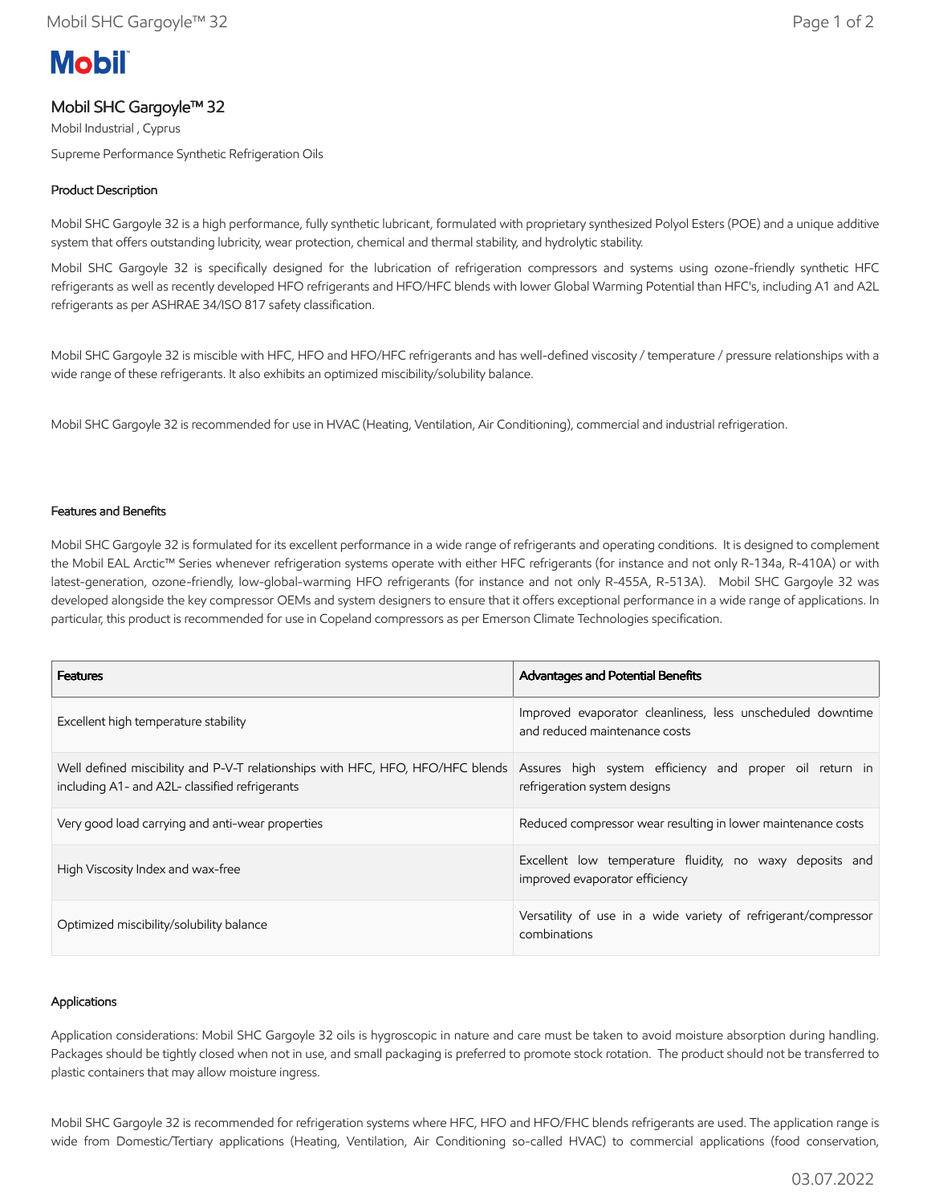# Mobil SHC Gargoyle™ 32

Mobil Industrial , Cyprus

Supreme Performance Synthetic Refrigeration Oils

## Product Description

Mobil SHC Gargoyle 32 is a high performance, fully synthetic lubricant, formulated with proprietary synthesized Polyol Esters (POE) and a unique additive system that offers outstanding lubricity, wear protection, chemical and thermal stability, and hydrolytic stability.

Mobil SHC Gargoyle 32 is specifically designed for the lubrication of refrigeration compressors and systems using ozone-friendly synthetic HFC refrigerants as well as recently developed HFO refrigerants and HFO/HFC blends with lower Global Warming Potential than HFC's, including A1 and A2L refrigerants as per ASHRAE 34/ISO 817 safety classification.

Mobil SHC Gargoyle 32 is miscible with HFC, HFO and HFO/HFC refrigerants and has well-defined viscosity / temperature / pressure relationships with a wide range of these refrigerants. It also exhibits an optimized miscibility/solubility balance.

Mobil SHC Gargoyle 32 is recommended for use in HVAC (Heating, Ventilation, Air Conditioning), commercial and industrial refrigeration.

## Features and Benefits

Mobil SHC Gargoyle 32 is formulated for its excellent performance in a wide range of refrigerants and operating conditions. It is designed to complement the Mobil EAL Arctic™ Series whenever refrigeration systems operate with either HFC refrigerants (for instance and not only R-134a, R-410A) or with latest-generation, ozone-friendly, low-global-warming HFO refrigerants (for instance and not only R-455A, R-513A). Mobil SHC Gargoyle 32 was developed alongside the key compressor OEMs and system designers to ensure that it offers exceptional performance in a wide range of applications. In particular, this product is recommended for use in Copeland compressors as per Emerson Climate Technologies specification.

| Features | Advantages and Potential Benefits |
|---|---|
| Excellent high temperature stability | Improved evaporator cleanliness, less unscheduled downtime and reduced maintenance costs |
| Well defined miscibility and P-V-T relationships with HFC, HFO, HFO/HFC blends including A1- and A2L- classified refrigerants | Assures high system efficiency and proper oil return in refrigeration system designs |
| Very good load carrying and anti-wear properties | Reduced compressor wear resulting in lower maintenance costs |
| High Viscosity Index and wax-free | Excellent low temperature fluidity, no waxy deposits and improved evaporator efficiency |
| Optimized miscibility/solubility balance | Versatility of use in a wide variety of refrigerant/compressor combinations |

## Applications

Application considerations: Mobil SHC Gargoyle 32 oils is hygroscopic in nature and care must be taken to avoid moisture absorption during handling. Packages should be tightly closed when not in use, and small packaging is preferred to promote stock rotation. The product should not be transferred to plastic containers that may allow moisture ingress.

Mobil SHC Gargoyle 32 is recommended for refrigeration systems where HFC, HFO and HFO/FHC blends refrigerants are used. The application range is wide from Domestic/Tertiary applications (Heating, Ventilation, Air Conditioning so-called HVAC) to commercial applications (food conservation,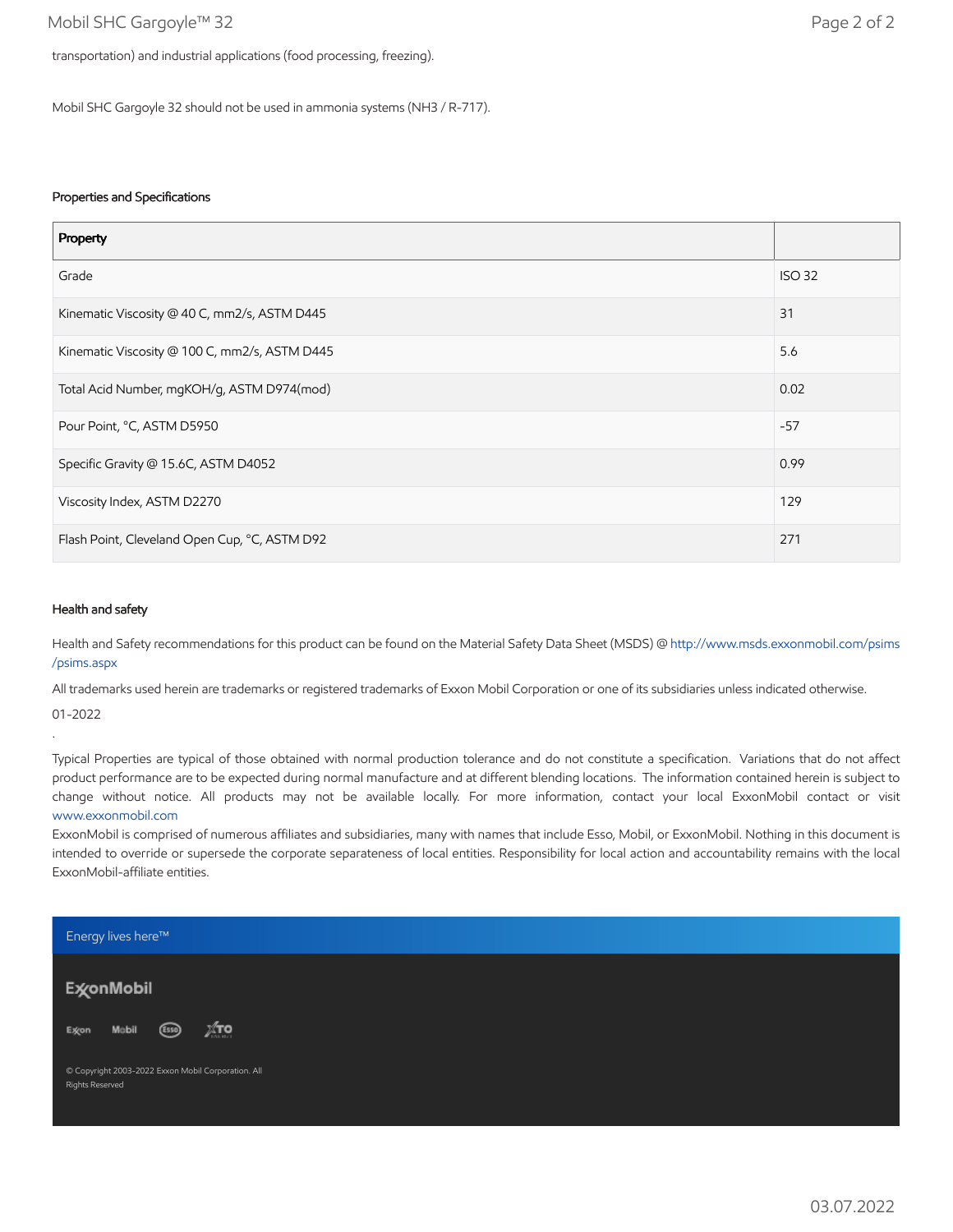transportation) and industrial applications (food processing, freezing).

Mobil SHC Gargoyle 32 should not be used in ammonia systems ($NH_3$ / R-717).

#### Properties and Specifications

| Property | |
|---|---|
| Grade | ISO 32 |
| Kinematic Viscosity @ 40 C, mm2/s, ASTM D445 | 31 |
| Kinematic Viscosity @ 100 C, mm2/s, ASTM D445 | 5.6 |
| Total Acid Number, mgKOH/g, ASTM D974(mod) | 0.02 |
| Pour Point, °C, ASTM D5950 | -57 |
| Specific Gravity @ 15.6C, ASTM D4052 | 0.99 |
| Viscosity Index, ASTM D2270 | 129 |
| Flash Point, Cleveland Open Cup, °C, ASTM D92 | 271 |

#### Health and safety

Health and Safety recommendations for this product can be found on the Material Safety Data Sheet (MSDS) @ http://www.msds.exxonmobil.com/psims/psims.aspx

All trademarks used herein are trademarks or registered trademarks of Exxon Mobil Corporation or one of its subsidiaries unless indicated otherwise.

01-2022

.

Typical Properties are typical of those obtained with normal production tolerance and do not constitute a specification. Variations that do not affect product performance are to be expected during normal manufacture and at different blending locations. The information contained herein is subject to change without notice. All products may not be available locally. For more information, contact your local ExxonMobil contact or visit www.exxonmobil.com

ExxonMobil is comprised of numerous affiliates and subsidiaries, many with names that include Esso, Mobil, or ExxonMobil. Nothing in this document is intended to override or supersede the corporate separateness of local entities. Responsibility for local action and accountability remains with the local ExxonMobil-affiliate entities.

Energy lives here™

ExxonMobil

Exxon Mobil Esso XTO

© Copyright 2003-2022 Exxon Mobil Corporation. All Rights Reserved

03.07.2022